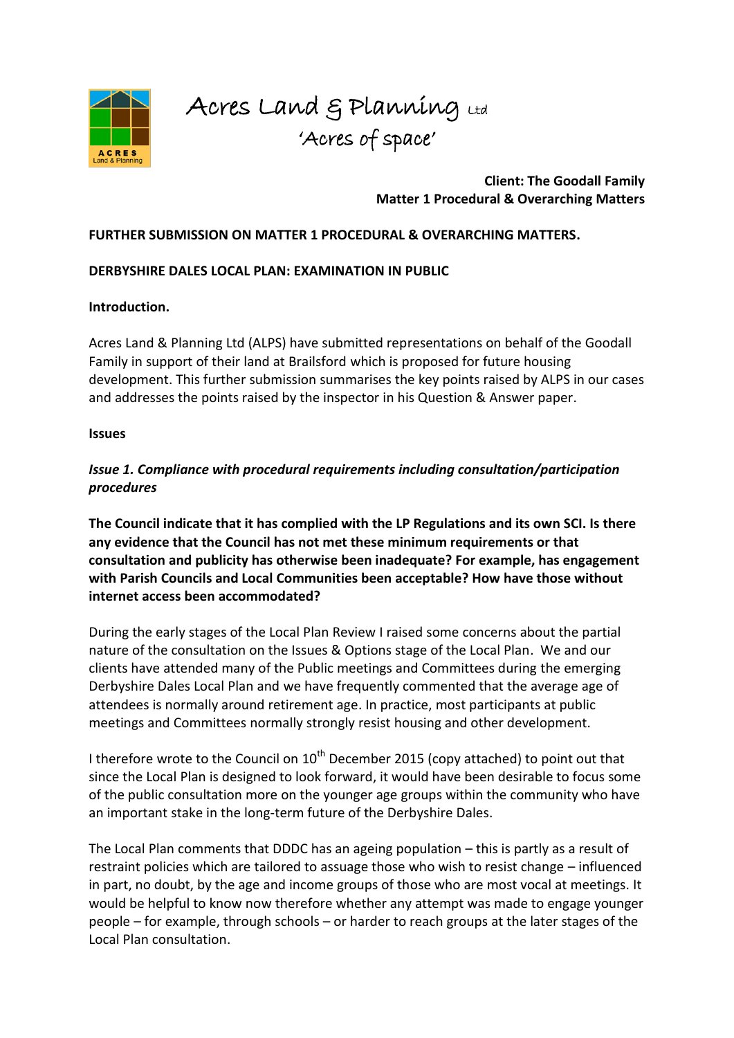Acres Land & Planning Ltd
'Acres of space'

**Client: The Goodall Family**
**Matter 1 Procedural & Overarching Matters**

**FURTHER SUBMISSION ON MATTER 1 PROCEDURAL & OVERARCHING MATTERS.**

**DERBYSHIRE DALES LOCAL PLAN: EXAMINATION IN PUBLIC**

**Introduction.**

Acres Land & Planning Ltd (ALPS) have submitted representations on behalf of the Goodall Family in support of their land at Brailsford which is proposed for future housing development. This further submission summarises the key points raised by ALPS in our cases and addresses the points raised by the inspector in his Question & Answer paper.

**Issues**

***Issue 1. Compliance with procedural requirements including consultation/participation procedures***

**The Council indicate that it has complied with the LP Regulations and its own SCI. Is there any evidence that the Council has not met these minimum requirements or that consultation and publicity has otherwise been inadequate? For example, has engagement with Parish Councils and Local Communities been acceptable? How have those without internet access been accommodated?**

During the early stages of the Local Plan Review I raised some concerns about the partial nature of the consultation on the Issues & Options stage of the Local Plan. We and our clients have attended many of the Public meetings and Committees during the emerging Derbyshire Dales Local Plan and we have frequently commented that the average age of attendees is normally around retirement age. In practice, most participants at public meetings and Committees normally strongly resist housing and other development.

I therefore wrote to the Council on 10th December 2015 (copy attached) to point out that since the Local Plan is designed to look forward, it would have been desirable to focus some of the public consultation more on the younger age groups within the community who have an important stake in the long-term future of the Derbyshire Dales.

The Local Plan comments that DDDC has an ageing population – this is partly as a result of restraint policies which are tailored to assuage those who wish to resist change – influenced in part, no doubt, by the age and income groups of those who are most vocal at meetings. It would be helpful to know now therefore whether any attempt was made to engage younger people – for example, through schools – or harder to reach groups at the later stages of the Local Plan consultation.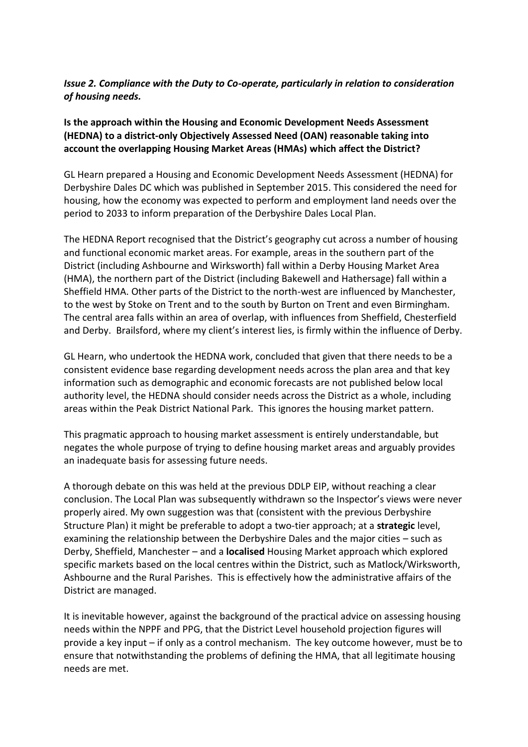***Issue 2. Compliance with the Duty to Co-operate, particularly in relation to consideration of housing needs.***

**Is the approach within the Housing and Economic Development Needs Assessment (HEDNA) to a district-only Objectively Assessed Need (OAN) reasonable taking into account the overlapping Housing Market Areas (HMAs) which affect the District?**

GL Hearn prepared a Housing and Economic Development Needs Assessment (HEDNA) for Derbyshire Dales DC which was published in September 2015. This considered the need for housing, how the economy was expected to perform and employment land needs over the period to 2033 to inform preparation of the Derbyshire Dales Local Plan.

The HEDNA Report recognised that the District's geography cut across a number of housing and functional economic market areas. For example, areas in the southern part of the District (including Ashbourne and Wirksworth) fall within a Derby Housing Market Area (HMA), the northern part of the District (including Bakewell and Hathersage) fall within a Sheffield HMA. Other parts of the District to the north-west are influenced by Manchester, to the west by Stoke on Trent and to the south by Burton on Trent and even Birmingham. The central area falls within an area of overlap, with influences from Sheffield, Chesterfield and Derby. Brailsford, where my client's interest lies, is firmly within the influence of Derby.

GL Hearn, who undertook the HEDNA work, concluded that given that there needs to be a consistent evidence base regarding development needs across the plan area and that key information such as demographic and economic forecasts are not published below local authority level, the HEDNA should consider needs across the District as a whole, including areas within the Peak District National Park. This ignores the housing market pattern.

This pragmatic approach to housing market assessment is entirely understandable, but negates the whole purpose of trying to define housing market areas and arguably provides an inadequate basis for assessing future needs.

A thorough debate on this was held at the previous DDLP EIP, without reaching a clear conclusion. The Local Plan was subsequently withdrawn so the Inspector's views were never properly aired. My own suggestion was that (consistent with the previous Derbyshire Structure Plan) it might be preferable to adopt a two-tier approach; at a **strategic** level, examining the relationship between the Derbyshire Dales and the major cities – such as Derby, Sheffield, Manchester – and a **localised** Housing Market approach which explored specific markets based on the local centres within the District, such as Matlock/Wirksworth, Ashbourne and the Rural Parishes. This is effectively how the administrative affairs of the District are managed.

It is inevitable however, against the background of the practical advice on assessing housing needs within the NPPF and PPG, that the District Level household projection figures will provide a key input – if only as a control mechanism. The key outcome however, must be to ensure that notwithstanding the problems of defining the HMA, that all legitimate housing needs are met.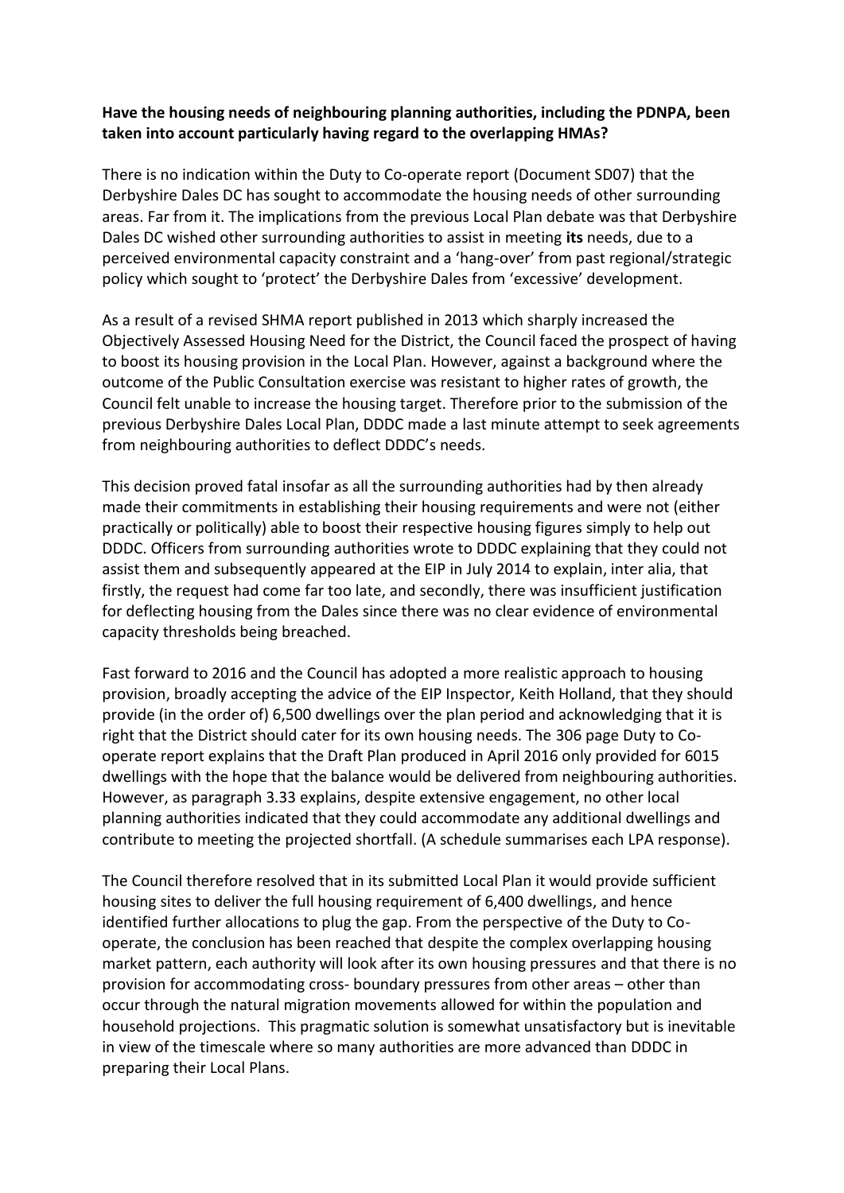**Have the housing needs of neighbouring planning authorities, including the PDNPA, been taken into account particularly having regard to the overlapping HMAs?**

There is no indication within the Duty to Co-operate report (Document SD07) that the Derbyshire Dales DC has sought to accommodate the housing needs of other surrounding areas. Far from it. The implications from the previous Local Plan debate was that Derbyshire Dales DC wished other surrounding authorities to assist in meeting **its** needs, due to a perceived environmental capacity constraint and a 'hang-over' from past regional/strategic policy which sought to 'protect' the Derbyshire Dales from 'excessive' development.

As a result of a revised SHMA report published in 2013 which sharply increased the Objectively Assessed Housing Need for the District, the Council faced the prospect of having to boost its housing provision in the Local Plan. However, against a background where the outcome of the Public Consultation exercise was resistant to higher rates of growth, the Council felt unable to increase the housing target. Therefore prior to the submission of the previous Derbyshire Dales Local Plan, DDDC made a last minute attempt to seek agreements from neighbouring authorities to deflect DDDC's needs.

This decision proved fatal insofar as all the surrounding authorities had by then already made their commitments in establishing their housing requirements and were not (either practically or politically) able to boost their respective housing figures simply to help out DDDC. Officers from surrounding authorities wrote to DDDC explaining that they could not assist them and subsequently appeared at the EIP in July 2014 to explain, inter alia, that firstly, the request had come far too late, and secondly, there was insufficient justification for deflecting housing from the Dales since there was no clear evidence of environmental capacity thresholds being breached.

Fast forward to 2016 and the Council has adopted a more realistic approach to housing provision, broadly accepting the advice of the EIP Inspector, Keith Holland, that they should provide (in the order of) 6,500 dwellings over the plan period and acknowledging that it is right that the District should cater for its own housing needs. The 306 page Duty to Co-operate report explains that the Draft Plan produced in April 2016 only provided for 6015 dwellings with the hope that the balance would be delivered from neighbouring authorities. However, as paragraph 3.33 explains, despite extensive engagement, no other local planning authorities indicated that they could accommodate any additional dwellings and contribute to meeting the projected shortfall. (A schedule summarises each LPA response).

The Council therefore resolved that in its submitted Local Plan it would provide sufficient housing sites to deliver the full housing requirement of 6,400 dwellings, and hence identified further allocations to plug the gap. From the perspective of the Duty to Co-operate, the conclusion has been reached that despite the complex overlapping housing market pattern, each authority will look after its own housing pressures and that there is no provision for accommodating cross- boundary pressures from other areas – other than occur through the natural migration movements allowed for within the population and household projections. This pragmatic solution is somewhat unsatisfactory but is inevitable in view of the timescale where so many authorities are more advanced than DDDC in preparing their Local Plans.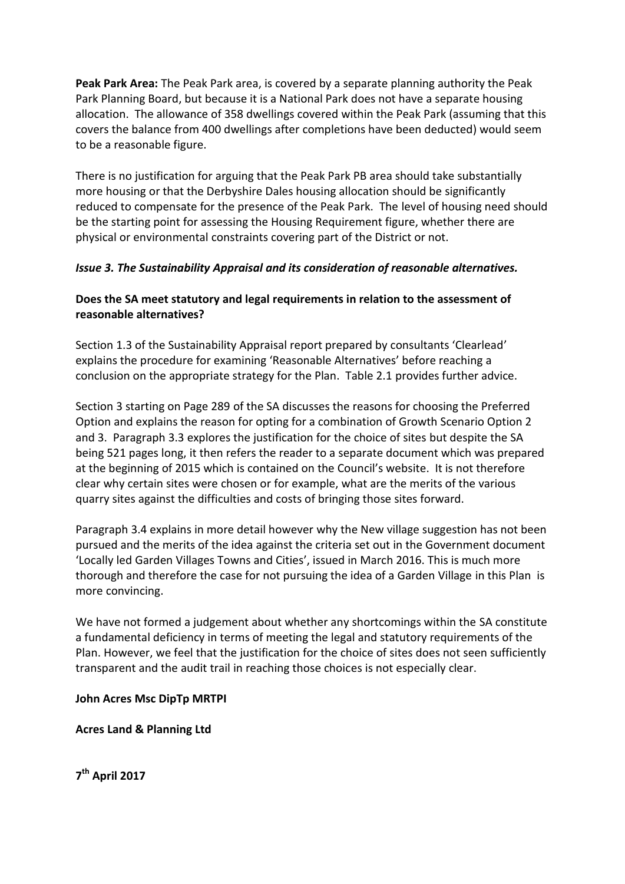**Peak Park Area:** The Peak Park area, is covered by a separate planning authority the Peak Park Planning Board, but because it is a National Park does not have a separate housing allocation. The allowance of 358 dwellings covered within the Peak Park (assuming that this covers the balance from 400 dwellings after completions have been deducted) would seem to be a reasonable figure.

There is no justification for arguing that the Peak Park PB area should take substantially more housing or that the Derbyshire Dales housing allocation should be significantly reduced to compensate for the presence of the Peak Park. The level of housing need should be the starting point for assessing the Housing Requirement figure, whether there are physical or environmental constraints covering part of the District or not.

***Issue 3. The Sustainability Appraisal and its consideration of reasonable alternatives.***

**Does the SA meet statutory and legal requirements in relation to the assessment of reasonable alternatives?**

Section 1.3 of the Sustainability Appraisal report prepared by consultants 'Clearlead' explains the procedure for examining 'Reasonable Alternatives' before reaching a conclusion on the appropriate strategy for the Plan. Table 2.1 provides further advice.

Section 3 starting on Page 289 of the SA discusses the reasons for choosing the Preferred Option and explains the reason for opting for a combination of Growth Scenario Option 2 and 3. Paragraph 3.3 explores the justification for the choice of sites but despite the SA being 521 pages long, it then refers the reader to a separate document which was prepared at the beginning of 2015 which is contained on the Council's website. It is not therefore clear why certain sites were chosen or for example, what are the merits of the various quarry sites against the difficulties and costs of bringing those sites forward.

Paragraph 3.4 explains in more detail however why the New village suggestion has not been pursued and the merits of the idea against the criteria set out in the Government document 'Locally led Garden Villages Towns and Cities', issued in March 2016. This is much more thorough and therefore the case for not pursuing the idea of a Garden Village in this Plan is more convincing.

We have not formed a judgement about whether any shortcomings within the SA constitute a fundamental deficiency in terms of meeting the legal and statutory requirements of the Plan. However, we feel that the justification for the choice of sites does not seen sufficiently transparent and the audit trail in reaching those choices is not especially clear.

**John Acres Msc DipTp MRTPI**

**Acres Land & Planning Ltd**

**7th April 2017**